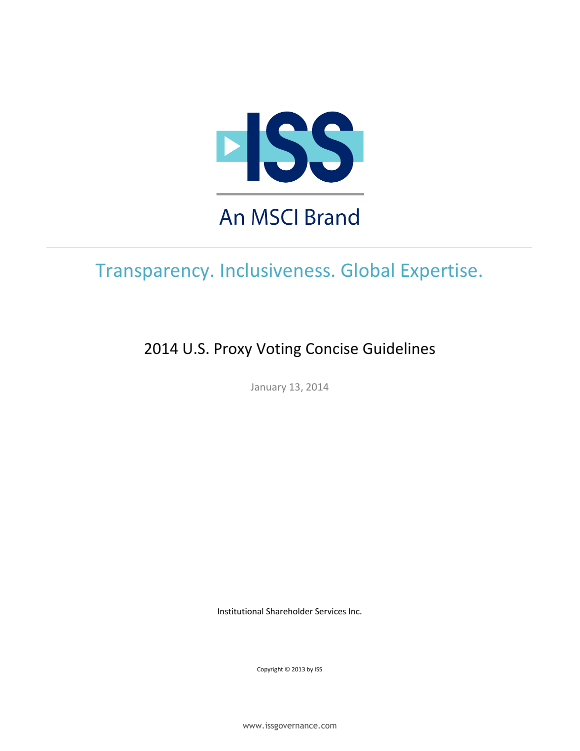ISS

An MSCI Brand

---

## Transparency. Inclusiveness. Global Expertise.

# 2014 U.S. Proxy Voting Concise Guidelines

January 13, 2014

Institutional Shareholder Services Inc.

Copyright © 2013 by ISS

www.issgovernance.com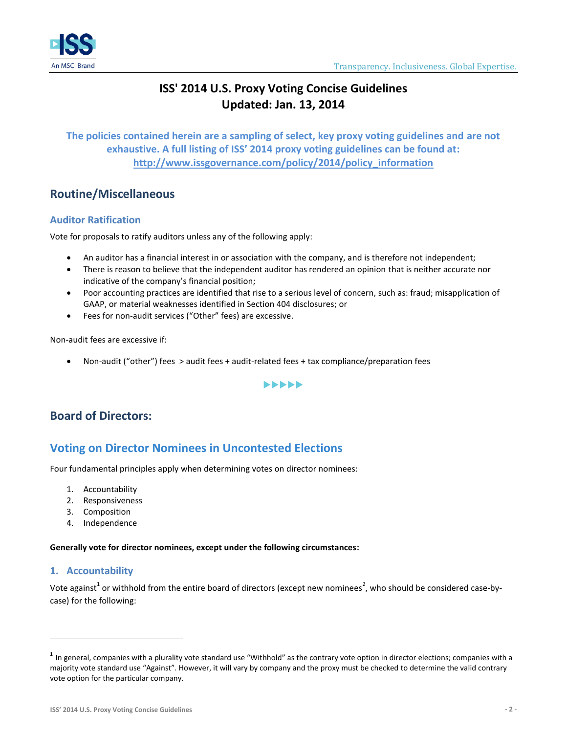# ISS' 2014 U.S. Proxy Voting Concise Guidelines
# Updated: Jan. 13, 2014

**The policies contained herein are a sampling of select, key proxy voting guidelines and are not exhaustive. A full listing of ISS' 2014 proxy voting guidelines can be found at: http://www.issgovernance.com/policy/2014/policy_information**

## Routine/Miscellaneous

### Auditor Ratification

Vote for proposals to ratify auditors unless any of the following apply:

- An auditor has a financial interest in or association with the company, and is therefore not independent;
- There is reason to believe that the independent auditor has rendered an opinion that is neither accurate nor indicative of the company's financial position;
- Poor accounting practices are identified that rise to a serious level of concern, such as: fraud; misapplication of GAAP, or material weaknesses identified in Section 404 disclosures; or
- Fees for non-audit services ("Other" fees) are excessive.

Non-audit fees are excessive if:

- Non-audit ("other") fees > audit fees + audit-related fees + tax compliance/preparation fees

## Board of Directors:

## Voting on Director Nominees in Uncontested Elections

Four fundamental principles apply when determining votes on director nominees:

1. Accountability
2. Responsiveness
3. Composition
4. Independence

**Generally vote for director nominees, except under the following circumstances:**

### 1. Accountability

Vote against[1] or withhold from the entire board of directors (except new nominees[2], who should be considered case-by-case) for the following:

---

[1] In general, companies with a plurality vote standard use "Withhold" as the contrary vote option in director elections; companies with a majority vote standard use "Against". However, it will vary by company and the proxy must be checked to determine the valid contrary vote option for the particular company.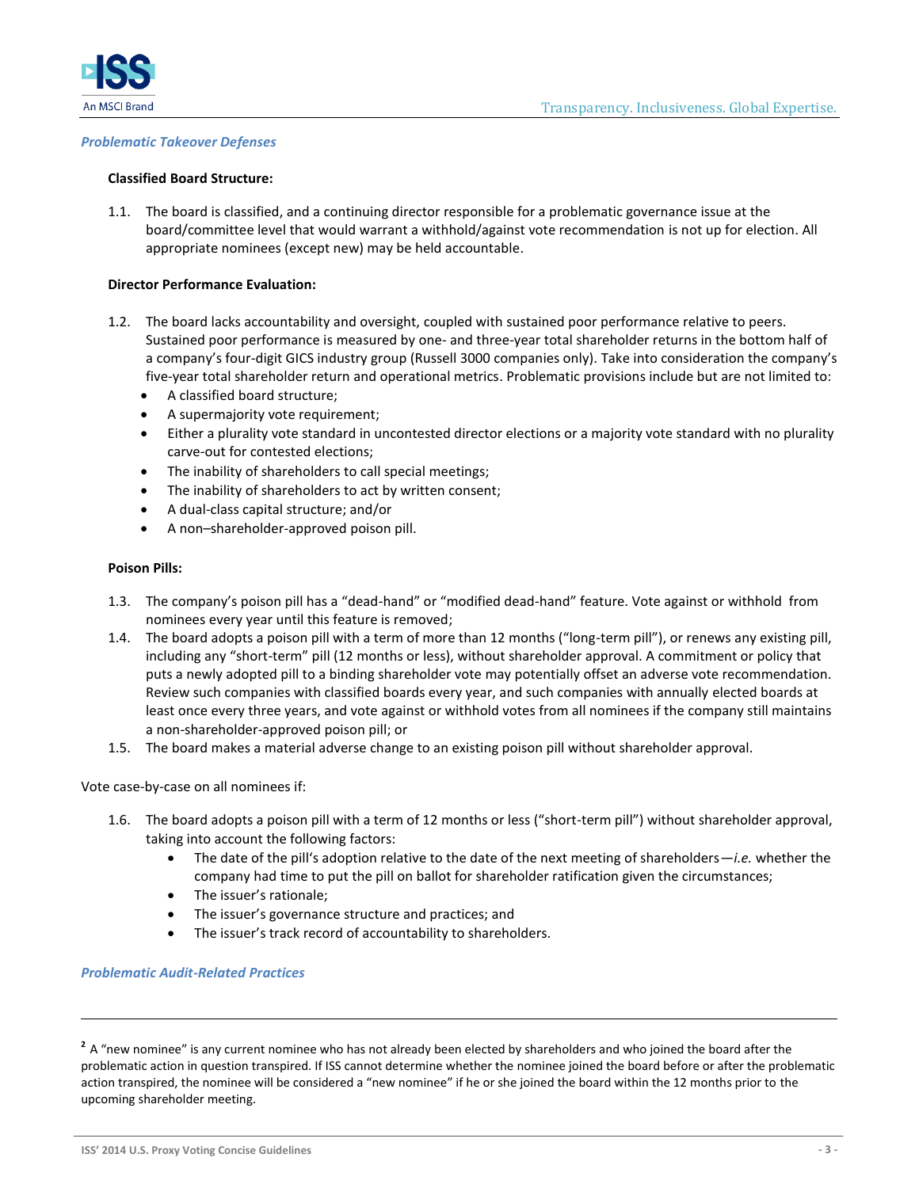### *Problematic Takeover Defenses*

**Classified Board Structure:**

1.1. The board is classified, and a continuing director responsible for a problematic governance issue at the board/committee level that would warrant a withhold/against vote recommendation is not up for election. All appropriate nominees (except new) may be held accountable.

**Director Performance Evaluation:**

1.2. The board lacks accountability and oversight, coupled with sustained poor performance relative to peers. Sustained poor performance is measured by one- and three-year total shareholder returns in the bottom half of a company's four-digit GICS industry group (Russell 3000 companies only). Take into consideration the company's five-year total shareholder return and operational metrics. Problematic provisions include but are not limited to:
- A classified board structure;
- A supermajority vote requirement;
- Either a plurality vote standard in uncontested director elections or a majority vote standard with no plurality carve-out for contested elections;
- The inability of shareholders to call special meetings;
- The inability of shareholders to act by written consent;
- A dual-class capital structure; and/or
- A non–shareholder-approved poison pill.

**Poison Pills:**

1.3. The company's poison pill has a "dead-hand" or "modified dead-hand" feature. Vote against or withhold from nominees every year until this feature is removed;

1.4. The board adopts a poison pill with a term of more than 12 months ("long-term pill"), or renews any existing pill, including any "short-term" pill (12 months or less), without shareholder approval. A commitment or policy that puts a newly adopted pill to a binding shareholder vote may potentially offset an adverse vote recommendation. Review such companies with classified boards every year, and such companies with annually elected boards at least once every three years, and vote against or withhold votes from all nominees if the company still maintains a non-shareholder-approved poison pill; or

1.5. The board makes a material adverse change to an existing poison pill without shareholder approval.

Vote case-by-case on all nominees if:

1.6. The board adopts a poison pill with a term of 12 months or less ("short-term pill") without shareholder approval, taking into account the following factors:
- The date of the pill's adoption relative to the date of the next meeting of shareholders—*i.e.* whether the company had time to put the pill on ballot for shareholder ratification given the circumstances;
- The issuer's rationale;
- The issuer's governance structure and practices; and
- The issuer's track record of accountability to shareholders.

### *Problematic Audit-Related Practices*

---

[2] A "new nominee" is any current nominee who has not already been elected by shareholders and who joined the board after the problematic action in question transpired. If ISS cannot determine whether the nominee joined the board before or after the problematic action transpired, the nominee will be considered a "new nominee" if he or she joined the board within the 12 months prior to the upcoming shareholder meeting.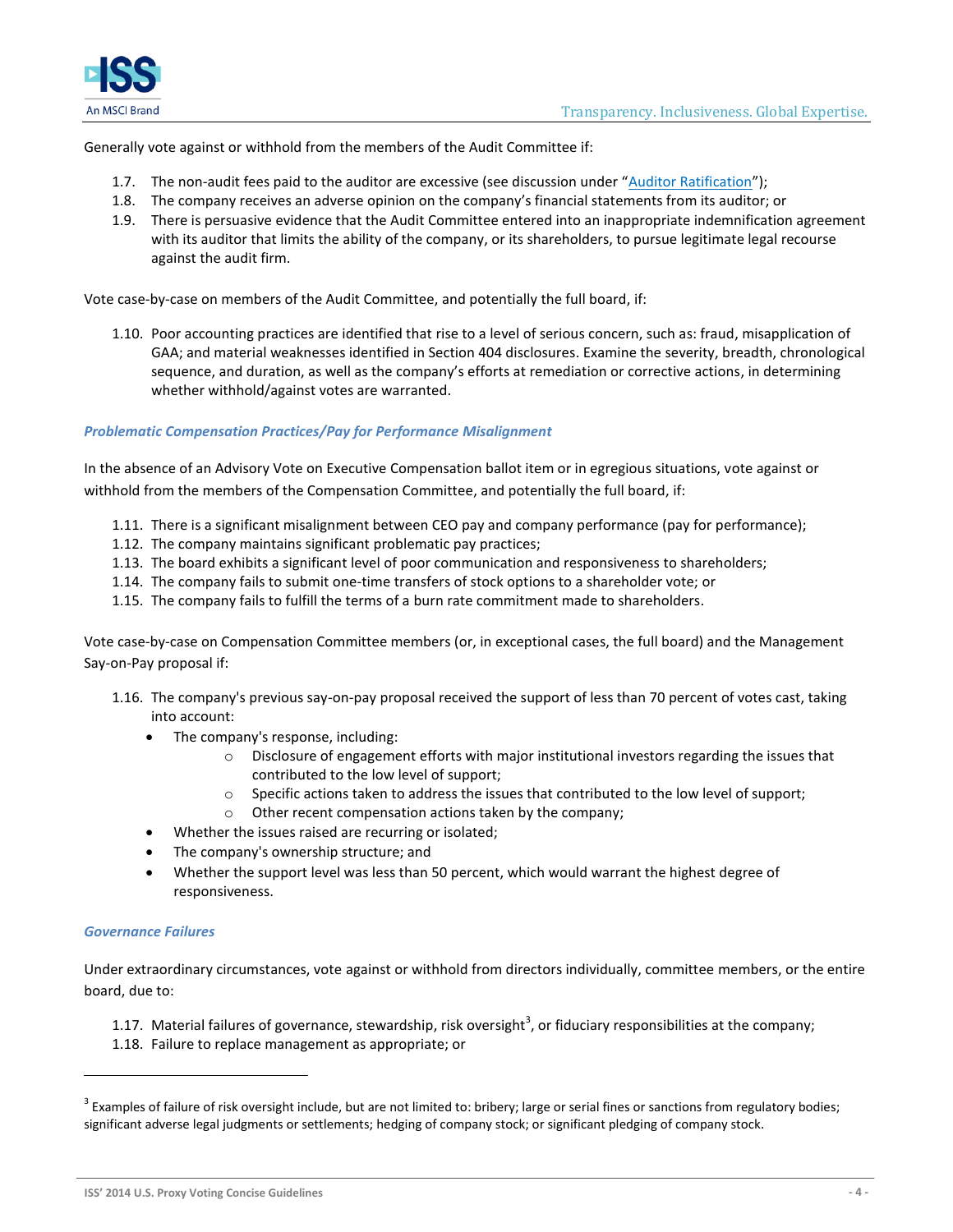Generally vote against or withhold from the members of the Audit Committee if:

1.7. The non-audit fees paid to the auditor are excessive (see discussion under "Auditor Ratification");
1.8. The company receives an adverse opinion on the company's financial statements from its auditor; or
1.9. There is persuasive evidence that the Audit Committee entered into an inappropriate indemnification agreement with its auditor that limits the ability of the company, or its shareholders, to pursue legitimate legal recourse against the audit firm.

Vote case-by-case on members of the Audit Committee, and potentially the full board, if:

1.10. Poor accounting practices are identified that rise to a level of serious concern, such as: fraud, misapplication of GAA; and material weaknesses identified in Section 404 disclosures. Examine the severity, breadth, chronological sequence, and duration, as well as the company's efforts at remediation or corrective actions, in determining whether withhold/against votes are warranted.

### *Problematic Compensation Practices/Pay for Performance Misalignment*

In the absence of an Advisory Vote on Executive Compensation ballot item or in egregious situations, vote against or withhold from the members of the Compensation Committee, and potentially the full board, if:

1.11. There is a significant misalignment between CEO pay and company performance (pay for performance);
1.12. The company maintains significant problematic pay practices;
1.13. The board exhibits a significant level of poor communication and responsiveness to shareholders;
1.14. The company fails to submit one-time transfers of stock options to a shareholder vote; or
1.15. The company fails to fulfill the terms of a burn rate commitment made to shareholders.

Vote case-by-case on Compensation Committee members (or, in exceptional cases, the full board) and the Management Say-on-Pay proposal if:

1.16. The company's previous say-on-pay proposal received the support of less than 70 percent of votes cast, taking into account:
   - The company's response, including:
     - Disclosure of engagement efforts with major institutional investors regarding the issues that contributed to the low level of support;
     - Specific actions taken to address the issues that contributed to the low level of support;
     - Other recent compensation actions taken by the company;
   - Whether the issues raised are recurring or isolated;
   - The company's ownership structure; and
   - Whether the support level was less than 50 percent, which would warrant the highest degree of responsiveness.

### *Governance Failures*

Under extraordinary circumstances, vote against or withhold from directors individually, committee members, or the entire board, due to:

1.17. Material failures of governance, stewardship, risk oversight[3], or fiduciary responsibilities at the company;
1.18. Failure to replace management as appropriate; or

[3] Examples of failure of risk oversight include, but are not limited to: bribery; large or serial fines or sanctions from regulatory bodies; significant adverse legal judgments or settlements; hedging of company stock; or significant pledging of company stock.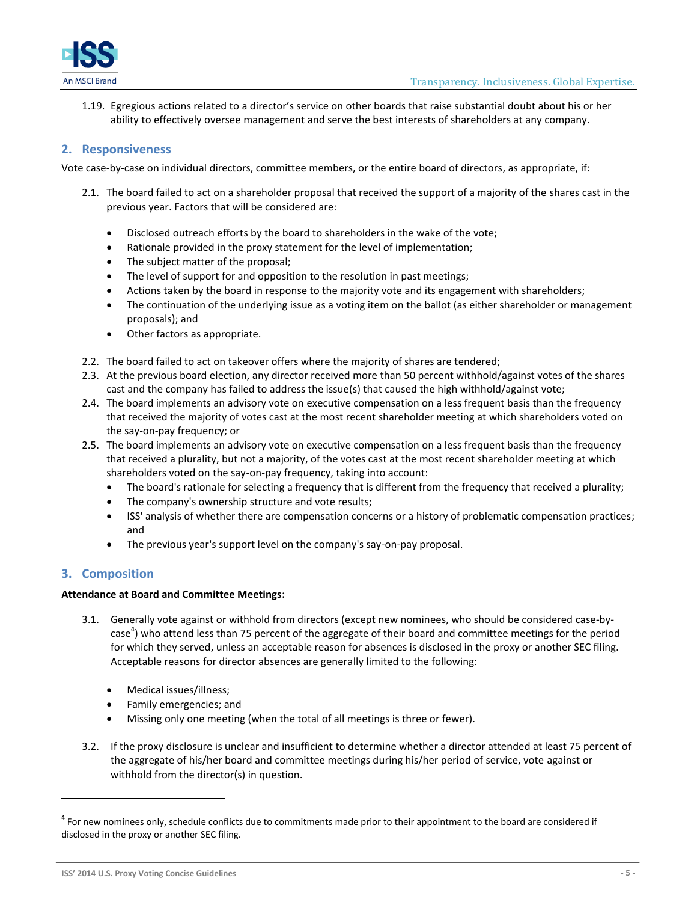1.19. Egregious actions related to a director's service on other boards that raise substantial doubt about his or her ability to effectively oversee management and serve the best interests of shareholders at any company.

## 2. Responsiveness

Vote case-by-case on individual directors, committee members, or the entire board of directors, as appropriate, if:

2.1. The board failed to act on a shareholder proposal that received the support of a majority of the shares cast in the previous year. Factors that will be considered are:

- Disclosed outreach efforts by the board to shareholders in the wake of the vote;
- Rationale provided in the proxy statement for the level of implementation;
- The subject matter of the proposal;
- The level of support for and opposition to the resolution in past meetings;
- Actions taken by the board in response to the majority vote and its engagement with shareholders;
- The continuation of the underlying issue as a voting item on the ballot (as either shareholder or management proposals); and
- Other factors as appropriate.

2.2. The board failed to act on takeover offers where the majority of shares are tendered;

2.3. At the previous board election, any director received more than 50 percent withhold/against votes of the shares cast and the company has failed to address the issue(s) that caused the high withhold/against vote;

2.4. The board implements an advisory vote on executive compensation on a less frequent basis than the frequency that received the majority of votes cast at the most recent shareholder meeting at which shareholders voted on the say-on-pay frequency; or

2.5. The board implements an advisory vote on executive compensation on a less frequent basis than the frequency that received a plurality, but not a majority, of the votes cast at the most recent shareholder meeting at which shareholders voted on the say-on-pay frequency, taking into account:

- The board's rationale for selecting a frequency that is different from the frequency that received a plurality;
- The company's ownership structure and vote results;
- ISS' analysis of whether there are compensation concerns or a history of problematic compensation practices; and
- The previous year's support level on the company's say-on-pay proposal.

## 3. Composition

**Attendance at Board and Committee Meetings:**

3.1. Generally vote against or withhold from directors (except new nominees, who should be considered case-by-case[4]) who attend less than 75 percent of the aggregate of their board and committee meetings for the period for which they served, unless an acceptable reason for absences is disclosed in the proxy or another SEC filing. Acceptable reasons for director absences are generally limited to the following:

- Medical issues/illness;
- Family emergencies; and
- Missing only one meeting (when the total of all meetings is three or fewer).

3.2. If the proxy disclosure is unclear and insufficient to determine whether a director attended at least 75 percent of the aggregate of his/her board and committee meetings during his/her period of service, vote against or withhold from the director(s) in question.

---

[4] For new nominees only, schedule conflicts due to commitments made prior to their appointment to the board are considered if disclosed in the proxy or another SEC filing.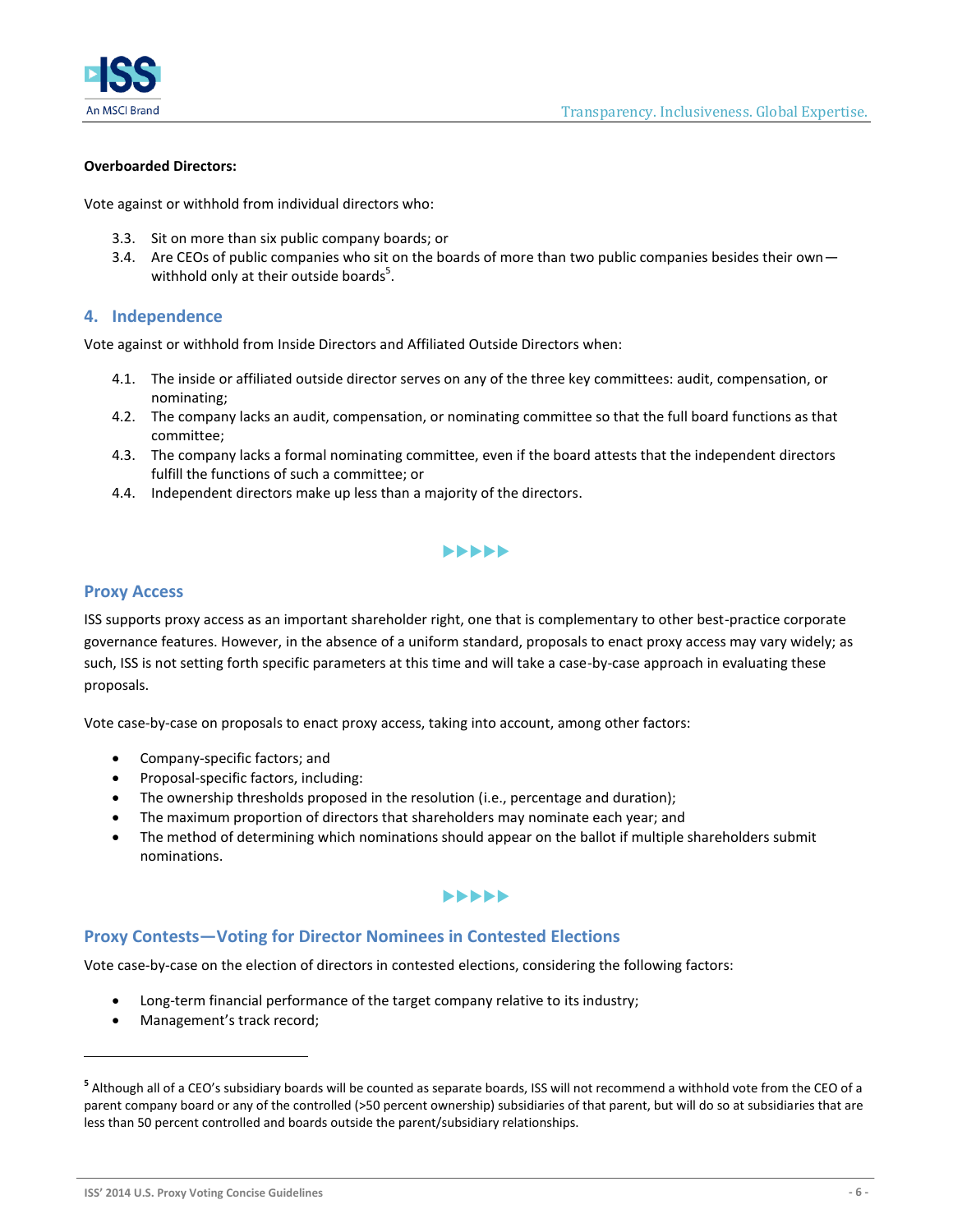**Overboarded Directors:**

Vote against or withhold from individual directors who:

3.3. Sit on more than six public company boards; or

3.4. Are CEOs of public companies who sit on the boards of more than two public companies besides their own—withhold only at their outside boards[5].

## 4. Independence

Vote against or withhold from Inside Directors and Affiliated Outside Directors when:

4.1. The inside or affiliated outside director serves on any of the three key committees: audit, compensation, or nominating;

4.2. The company lacks an audit, compensation, or nominating committee so that the full board functions as that committee;

4.3. The company lacks a formal nominating committee, even if the board attests that the independent directors fulfill the functions of such a committee; or

4.4. Independent directors make up less than a majority of the directors.

▶▶▶▶▶

## Proxy Access

ISS supports proxy access as an important shareholder right, one that is complementary to other best-practice corporate governance features. However, in the absence of a uniform standard, proposals to enact proxy access may vary widely; as such, ISS is not setting forth specific parameters at this time and will take a case-by-case approach in evaluating these proposals.

Vote case-by-case on proposals to enact proxy access, taking into account, among other factors:

- Company-specific factors; and
- Proposal-specific factors, including:
- The ownership thresholds proposed in the resolution (i.e., percentage and duration);
- The maximum proportion of directors that shareholders may nominate each year; and
- The method of determining which nominations should appear on the ballot if multiple shareholders submit nominations.

▶▶▶▶▶

## Proxy Contests—Voting for Director Nominees in Contested Elections

Vote case-by-case on the election of directors in contested elections, considering the following factors:

- Long-term financial performance of the target company relative to its industry;
- Management's track record;

---

[5] Although all of a CEO's subsidiary boards will be counted as separate boards, ISS will not recommend a withhold vote from the CEO of a parent company board or any of the controlled (>50 percent ownership) subsidiaries of that parent, but will do so at subsidiaries that are less than 50 percent controlled and boards outside the parent/subsidiary relationships.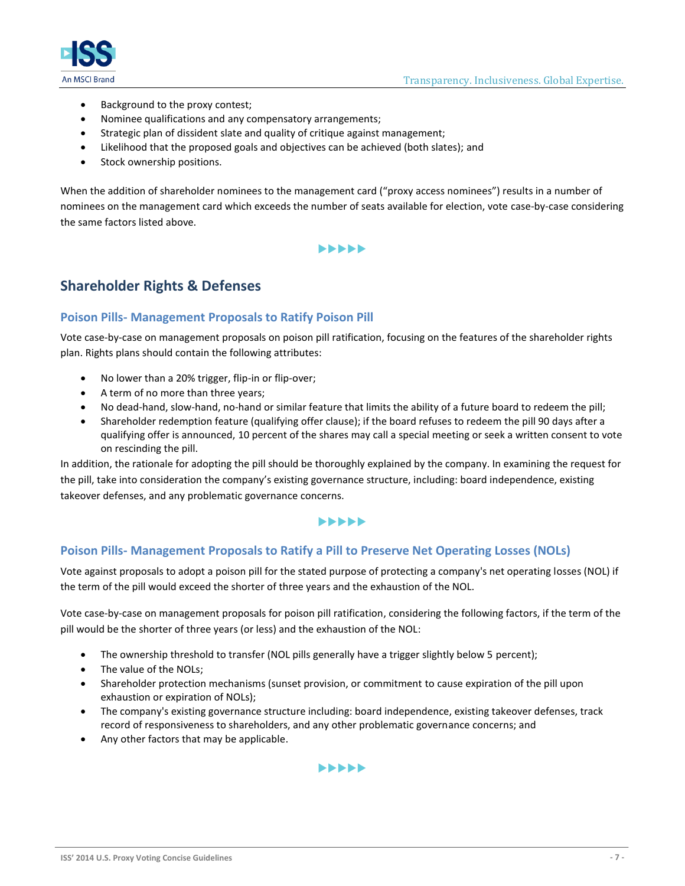- Background to the proxy contest;
- Nominee qualifications and any compensatory arrangements;
- Strategic plan of dissident slate and quality of critique against management;
- Likelihood that the proposed goals and objectives can be achieved (both slates); and
- Stock ownership positions.

When the addition of shareholder nominees to the management card ("proxy access nominees") results in a number of nominees on the management card which exceeds the number of seats available for election, vote case-by-case considering the same factors listed above.

## Shareholder Rights & Defenses

### Poison Pills- Management Proposals to Ratify Poison Pill

Vote case-by-case on management proposals on poison pill ratification, focusing on the features of the shareholder rights plan. Rights plans should contain the following attributes:

- No lower than a 20% trigger, flip-in or flip-over;
- A term of no more than three years;
- No dead-hand, slow-hand, no-hand or similar feature that limits the ability of a future board to redeem the pill;
- Shareholder redemption feature (qualifying offer clause); if the board refuses to redeem the pill 90 days after a qualifying offer is announced, 10 percent of the shares may call a special meeting or seek a written consent to vote on rescinding the pill.

In addition, the rationale for adopting the pill should be thoroughly explained by the company. In examining the request for the pill, take into consideration the company's existing governance structure, including: board independence, existing takeover defenses, and any problematic governance concerns.

### Poison Pills- Management Proposals to Ratify a Pill to Preserve Net Operating Losses (NOLs)

Vote against proposals to adopt a poison pill for the stated purpose of protecting a company's net operating losses (NOL) if the term of the pill would exceed the shorter of three years and the exhaustion of the NOL.

Vote case-by-case on management proposals for poison pill ratification, considering the following factors, if the term of the pill would be the shorter of three years (or less) and the exhaustion of the NOL:

- The ownership threshold to transfer (NOL pills generally have a trigger slightly below 5 percent);
- The value of the NOLs;
- Shareholder protection mechanisms (sunset provision, or commitment to cause expiration of the pill upon exhaustion or expiration of NOLs);
- The company's existing governance structure including: board independence, existing takeover defenses, track record of responsiveness to shareholders, and any other problematic governance concerns; and
- Any other factors that may be applicable.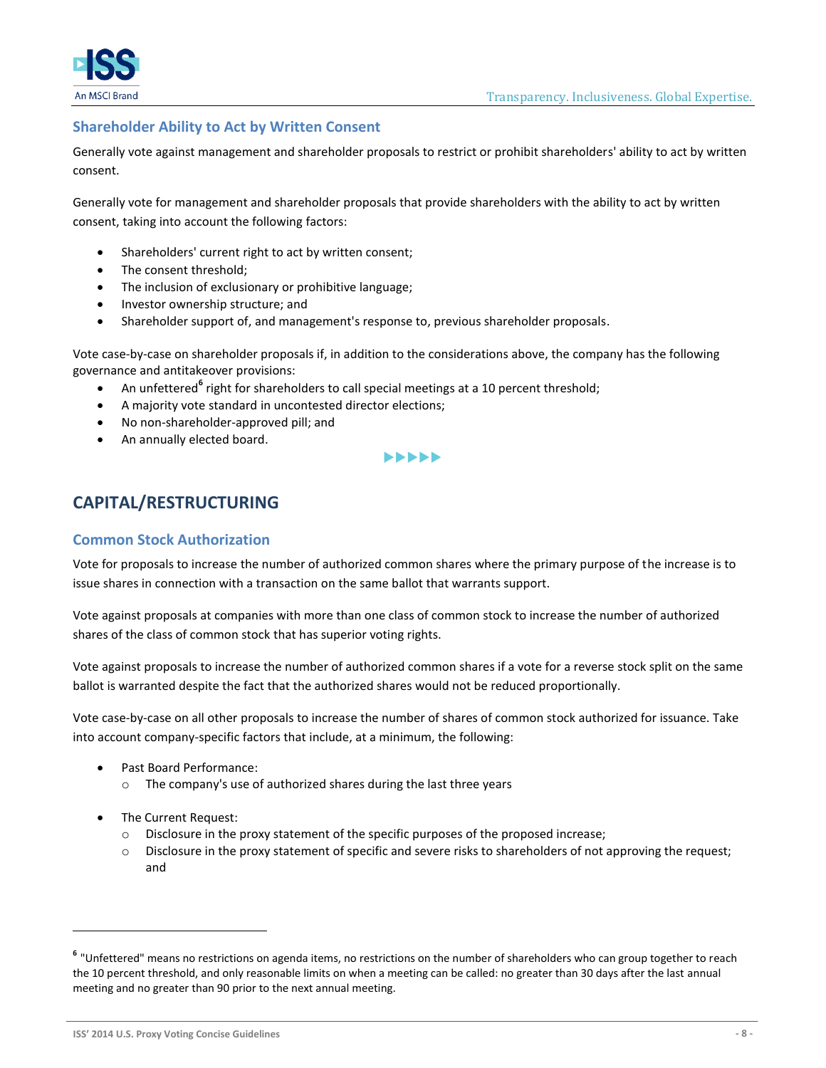### Shareholder Ability to Act by Written Consent

Generally vote against management and shareholder proposals to restrict or prohibit shareholders' ability to act by written consent.

Generally vote for management and shareholder proposals that provide shareholders with the ability to act by written consent, taking into account the following factors:

- Shareholders' current right to act by written consent;
- The consent threshold;
- The inclusion of exclusionary or prohibitive language;
- Investor ownership structure; and
- Shareholder support of, and management's response to, previous shareholder proposals.

Vote case-by-case on shareholder proposals if, in addition to the considerations above, the company has the following governance and antitakeover provisions:

- An unfettered[6] right for shareholders to call special meetings at a 10 percent threshold;
- A majority vote standard in uncontested director elections;
- No non-shareholder-approved pill; and
- An annually elected board.

## CAPITAL/RESTRUCTURING

### Common Stock Authorization

Vote for proposals to increase the number of authorized common shares where the primary purpose of the increase is to issue shares in connection with a transaction on the same ballot that warrants support.

Vote against proposals at companies with more than one class of common stock to increase the number of authorized shares of the class of common stock that has superior voting rights.

Vote against proposals to increase the number of authorized common shares if a vote for a reverse stock split on the same ballot is warranted despite the fact that the authorized shares would not be reduced proportionally.

Vote case-by-case on all other proposals to increase the number of shares of common stock authorized for issuance. Take into account company-specific factors that include, at a minimum, the following:

- Past Board Performance:
  - The company's use of authorized shares during the last three years

- The Current Request:
  - Disclosure in the proxy statement of the specific purposes of the proposed increase;
  - Disclosure in the proxy statement of specific and severe risks to shareholders of not approving the request; and

---

[6] "Unfettered" means no restrictions on agenda items, no restrictions on the number of shareholders who can group together to reach the 10 percent threshold, and only reasonable limits on when a meeting can be called: no greater than 30 days after the last annual meeting and no greater than 90 prior to the next annual meeting.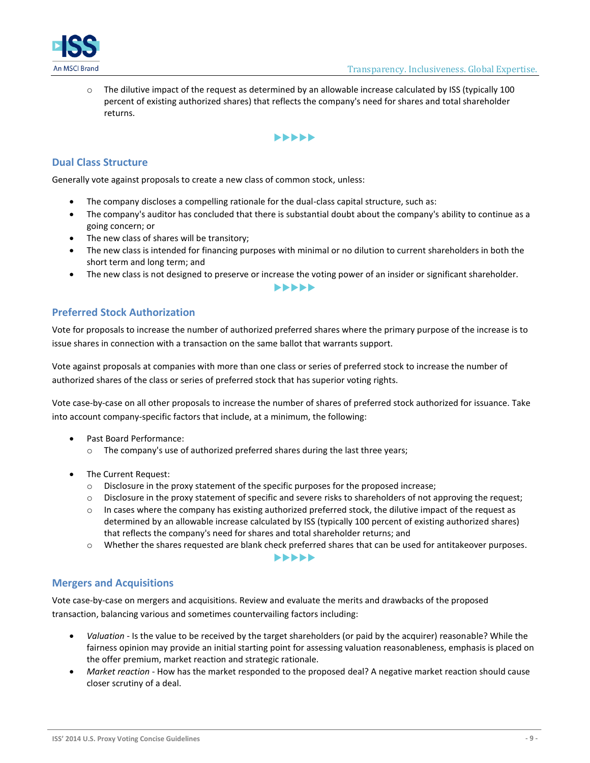- The dilutive impact of the request as determined by an allowable increase calculated by ISS (typically 100 percent of existing authorized shares) that reflects the company's need for shares and total shareholder returns.

▶▶▶▶▶

## Dual Class Structure

Generally vote against proposals to create a new class of common stock, unless:

- The company discloses a compelling rationale for the dual-class capital structure, such as:
- The company's auditor has concluded that there is substantial doubt about the company's ability to continue as a going concern; or
- The new class of shares will be transitory;
- The new class is intended for financing purposes with minimal or no dilution to current shareholders in both the short term and long term; and
- The new class is not designed to preserve or increase the voting power of an insider or significant shareholder.

▶▶▶▶▶

## Preferred Stock Authorization

Vote for proposals to increase the number of authorized preferred shares where the primary purpose of the increase is to issue shares in connection with a transaction on the same ballot that warrants support.

Vote against proposals at companies with more than one class or series of preferred stock to increase the number of authorized shares of the class or series of preferred stock that has superior voting rights.

Vote case-by-case on all other proposals to increase the number of shares of preferred stock authorized for issuance. Take into account company-specific factors that include, at a minimum, the following:

- Past Board Performance:
  - The company's use of authorized preferred shares during the last three years;

- The Current Request:
  - Disclosure in the proxy statement of the specific purposes for the proposed increase;
  - Disclosure in the proxy statement of specific and severe risks to shareholders of not approving the request;
  - In cases where the company has existing authorized preferred stock, the dilutive impact of the request as determined by an allowable increase calculated by ISS (typically 100 percent of existing authorized shares) that reflects the company's need for shares and total shareholder returns; and
  - Whether the shares requested are blank check preferred shares that can be used for antitakeover purposes.

▶▶▶▶▶

## Mergers and Acquisitions

Vote case-by-case on mergers and acquisitions. Review and evaluate the merits and drawbacks of the proposed transaction, balancing various and sometimes countervailing factors including:

- *Valuation* - Is the value to be received by the target shareholders (or paid by the acquirer) reasonable? While the fairness opinion may provide an initial starting point for assessing valuation reasonableness, emphasis is placed on the offer premium, market reaction and strategic rationale.
- *Market reaction* - How has the market responded to the proposed deal? A negative market reaction should cause closer scrutiny of a deal.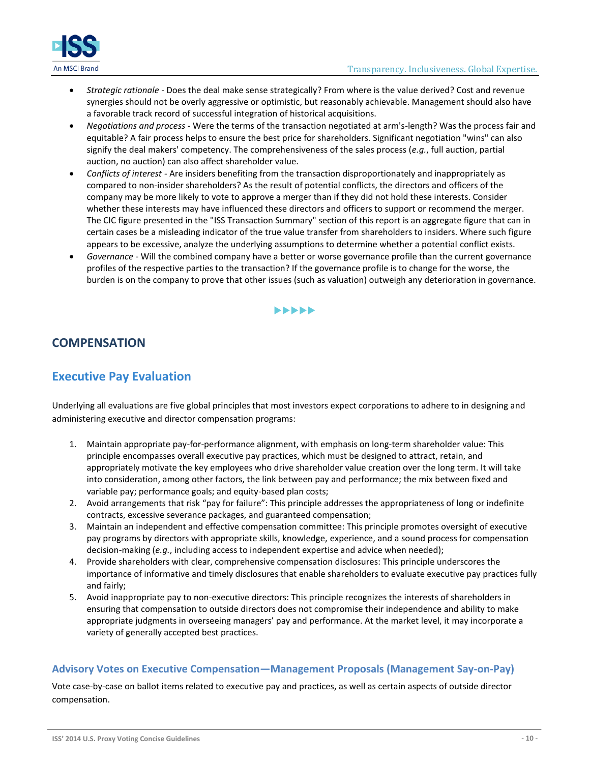- *Strategic rationale* - Does the deal make sense strategically? From where is the value derived? Cost and revenue synergies should not be overly aggressive or optimistic, but reasonably achievable. Management should also have a favorable track record of successful integration of historical acquisitions.
- *Negotiations and process* - Were the terms of the transaction negotiated at arm's-length? Was the process fair and equitable? A fair process helps to ensure the best price for shareholders. Significant negotiation "wins" can also signify the deal makers' competency. The comprehensiveness of the sales process (*e.g.*, full auction, partial auction, no auction) can also affect shareholder value.
- *Conflicts of interest* - Are insiders benefiting from the transaction disproportionately and inappropriately as compared to non-insider shareholders? As the result of potential conflicts, the directors and officers of the company may be more likely to vote to approve a merger than if they did not hold these interests. Consider whether these interests may have influenced these directors and officers to support or recommend the merger. The CIC figure presented in the "ISS Transaction Summary" section of this report is an aggregate figure that can in certain cases be a misleading indicator of the true value transfer from shareholders to insiders. Where such figure appears to be excessive, analyze the underlying assumptions to determine whether a potential conflict exists.
- *Governance* - Will the combined company have a better or worse governance profile than the current governance profiles of the respective parties to the transaction? If the governance profile is to change for the worse, the burden is on the company to prove that other issues (such as valuation) outweigh any deterioration in governance.

▶▶▶▶▶

# COMPENSATION

## Executive Pay Evaluation

Underlying all evaluations are five global principles that most investors expect corporations to adhere to in designing and administering executive and director compensation programs:

1. Maintain appropriate pay-for-performance alignment, with emphasis on long-term shareholder value: This principle encompasses overall executive pay practices, which must be designed to attract, retain, and appropriately motivate the key employees who drive shareholder value creation over the long term. It will take into consideration, among other factors, the link between pay and performance; the mix between fixed and variable pay; performance goals; and equity-based plan costs;
2. Avoid arrangements that risk "pay for failure": This principle addresses the appropriateness of long or indefinite contracts, excessive severance packages, and guaranteed compensation;
3. Maintain an independent and effective compensation committee: This principle promotes oversight of executive pay programs by directors with appropriate skills, knowledge, experience, and a sound process for compensation decision-making (*e.g.*, including access to independent expertise and advice when needed);
4. Provide shareholders with clear, comprehensive compensation disclosures: This principle underscores the importance of informative and timely disclosures that enable shareholders to evaluate executive pay practices fully and fairly;
5. Avoid inappropriate pay to non-executive directors: This principle recognizes the interests of shareholders in ensuring that compensation to outside directors does not compromise their independence and ability to make appropriate judgments in overseeing managers' pay and performance. At the market level, it may incorporate a variety of generally accepted best practices.

### Advisory Votes on Executive Compensation—Management Proposals (Management Say-on-Pay)

Vote case-by-case on ballot items related to executive pay and practices, as well as certain aspects of outside director compensation.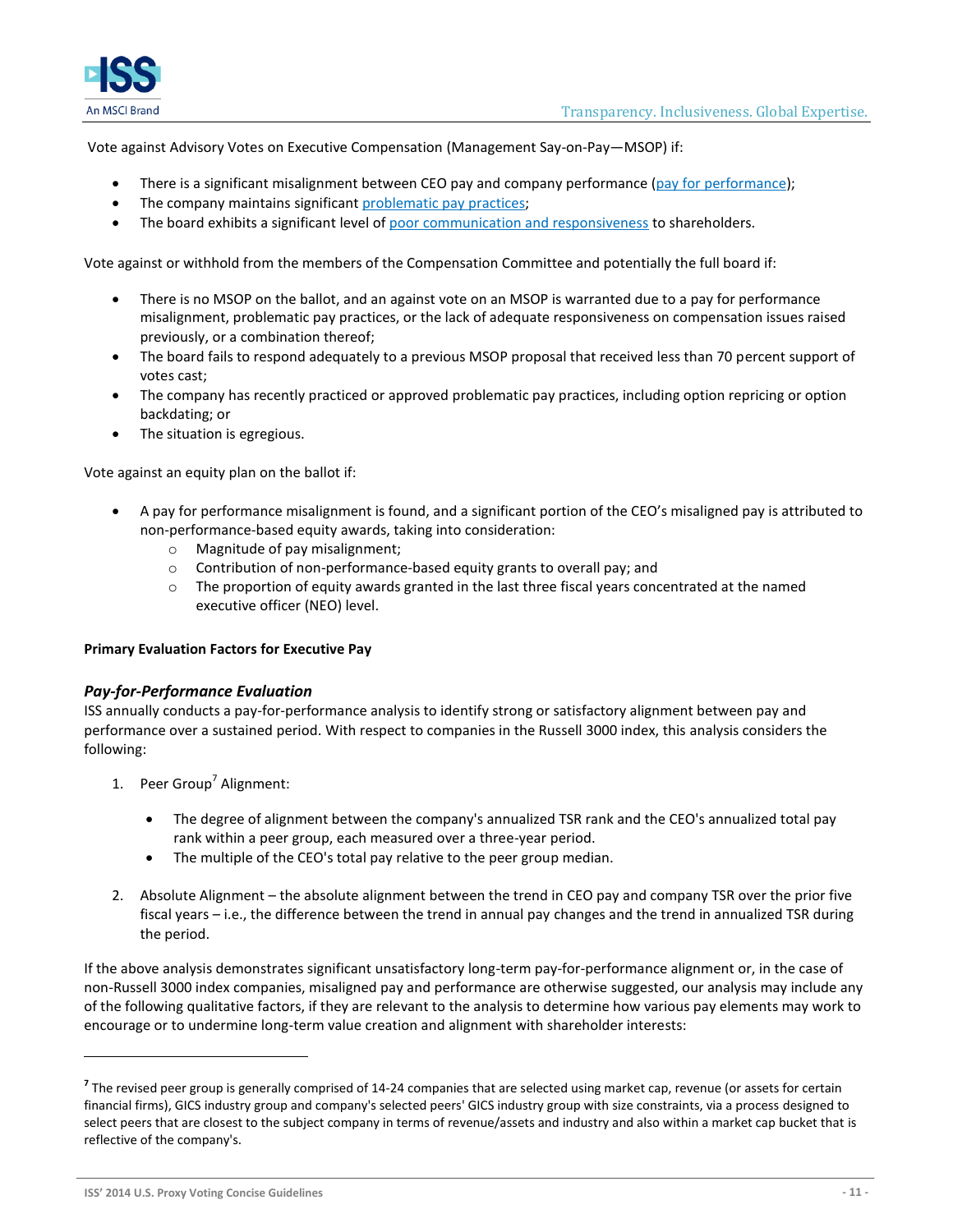Vote against Advisory Votes on Executive Compensation (Management Say-on-Pay—MSOP) if:

- There is a significant misalignment between CEO pay and company performance (pay for performance);
- The company maintains significant problematic pay practices;
- The board exhibits a significant level of poor communication and responsiveness to shareholders.

Vote against or withhold from the members of the Compensation Committee and potentially the full board if:

- There is no MSOP on the ballot, and an against vote on an MSOP is warranted due to a pay for performance misalignment, problematic pay practices, or the lack of adequate responsiveness on compensation issues raised previously, or a combination thereof;
- The board fails to respond adequately to a previous MSOP proposal that received less than 70 percent support of votes cast;
- The company has recently practiced or approved problematic pay practices, including option repricing or option backdating; or
- The situation is egregious.

Vote against an equity plan on the ballot if:

- A pay for performance misalignment is found, and a significant portion of the CEO's misaligned pay is attributed to non-performance-based equity awards, taking into consideration:
  - Magnitude of pay misalignment;
  - Contribution of non-performance-based equity grants to overall pay; and
  - The proportion of equity awards granted in the last three fiscal years concentrated at the named executive officer (NEO) level.

**Primary Evaluation Factors for Executive Pay**

### *Pay-for-Performance Evaluation*

ISS annually conducts a pay-for-performance analysis to identify strong or satisfactory alignment between pay and performance over a sustained period. With respect to companies in the Russell 3000 index, this analysis considers the following:

1. Peer Group[7] Alignment:
   - The degree of alignment between the company's annualized TSR rank and the CEO's annualized total pay rank within a peer group, each measured over a three-year period.
   - The multiple of the CEO's total pay relative to the peer group median.
2. Absolute Alignment – the absolute alignment between the trend in CEO pay and company TSR over the prior five fiscal years – i.e., the difference between the trend in annual pay changes and the trend in annualized TSR during the period.

If the above analysis demonstrates significant unsatisfactory long-term pay-for-performance alignment or, in the case of non-Russell 3000 index companies, misaligned pay and performance are otherwise suggested, our analysis may include any of the following qualitative factors, if they are relevant to the analysis to determine how various pay elements may work to encourage or to undermine long-term value creation and alignment with shareholder interests:

---

[7] The revised peer group is generally comprised of 14-24 companies that are selected using market cap, revenue (or assets for certain financial firms), GICS industry group and company's selected peers' GICS industry group with size constraints, via a process designed to select peers that are closest to the subject company in terms of revenue/assets and industry and also within a market cap bucket that is reflective of the company's.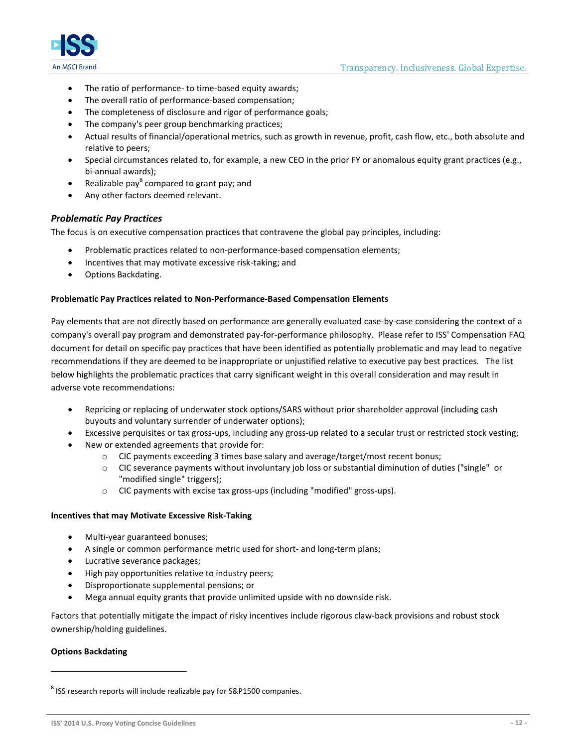- The ratio of performance- to time-based equity awards;
- The overall ratio of performance-based compensation;
- The completeness of disclosure and rigor of performance goals;
- The company's peer group benchmarking practices;
- Actual results of financial/operational metrics, such as growth in revenue, profit, cash flow, etc., both absolute and relative to peers;
- Special circumstances related to, for example, a new CEO in the prior FY or anomalous equity grant practices (e.g., bi-annual awards);
- Realizable pay[8] compared to grant pay; and
- Any other factors deemed relevant.

### *Problematic Pay Practices*

The focus is on executive compensation practices that contravene the global pay principles, including:

- Problematic practices related to non-performance-based compensation elements;
- Incentives that may motivate excessive risk-taking; and
- Options Backdating.

**Problematic Pay Practices related to Non-Performance-Based Compensation Elements**

Pay elements that are not directly based on performance are generally evaluated case-by-case considering the context of a company's overall pay program and demonstrated pay-for-performance philosophy. Please refer to ISS' Compensation FAQ document for detail on specific pay practices that have been identified as potentially problematic and may lead to negative recommendations if they are deemed to be inappropriate or unjustified relative to executive pay best practices. The list below highlights the problematic practices that carry significant weight in this overall consideration and may result in adverse vote recommendations:

- Repricing or replacing of underwater stock options/SARS without prior shareholder approval (including cash buyouts and voluntary surrender of underwater options);
- Excessive perquisites or tax gross-ups, including any gross-up related to a secular trust or restricted stock vesting;
- New or extended agreements that provide for:
  - CIC payments exceeding 3 times base salary and average/target/most recent bonus;
  - CIC severance payments without involuntary job loss or substantial diminution of duties ("single" or "modified single" triggers);
  - CIC payments with excise tax gross-ups (including "modified" gross-ups).

**Incentives that may Motivate Excessive Risk-Taking**

- Multi-year guaranteed bonuses;
- A single or common performance metric used for short- and long-term plans;
- Lucrative severance packages;
- High pay opportunities relative to industry peers;
- Disproportionate supplemental pensions; or
- Mega annual equity grants that provide unlimited upside with no downside risk.

Factors that potentially mitigate the impact of risky incentives include rigorous claw-back provisions and robust stock ownership/holding guidelines.

**Options Backdating**

---

[8] ISS research reports will include realizable pay for S&P1500 companies.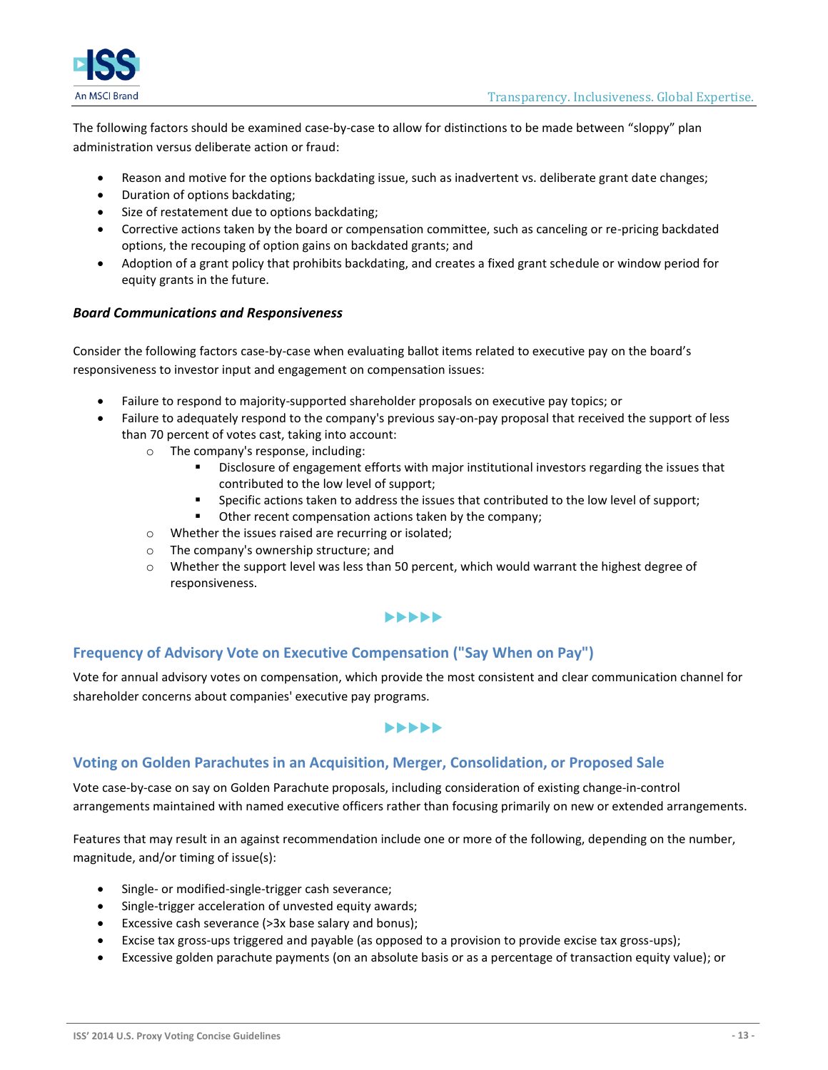The following factors should be examined case-by-case to allow for distinctions to be made between "sloppy" plan administration versus deliberate action or fraud:

- Reason and motive for the options backdating issue, such as inadvertent vs. deliberate grant date changes;
- Duration of options backdating;
- Size of restatement due to options backdating;
- Corrective actions taken by the board or compensation committee, such as canceling or re-pricing backdated options, the recouping of option gains on backdated grants; and
- Adoption of a grant policy that prohibits backdating, and creates a fixed grant schedule or window period for equity grants in the future.

***Board Communications and Responsiveness***

Consider the following factors case-by-case when evaluating ballot items related to executive pay on the board's responsiveness to investor input and engagement on compensation issues:

- Failure to respond to majority-supported shareholder proposals on executive pay topics; or
- Failure to adequately respond to the company's previous say-on-pay proposal that received the support of less than 70 percent of votes cast, taking into account:
  - The company's response, including:
    - Disclosure of engagement efforts with major institutional investors regarding the issues that contributed to the low level of support;
    - Specific actions taken to address the issues that contributed to the low level of support;
    - Other recent compensation actions taken by the company;
  - Whether the issues raised are recurring or isolated;
  - The company's ownership structure; and
  - Whether the support level was less than 50 percent, which would warrant the highest degree of responsiveness.

▶▶▶▶▶

## Frequency of Advisory Vote on Executive Compensation ("Say When on Pay")

Vote for annual advisory votes on compensation, which provide the most consistent and clear communication channel for shareholder concerns about companies' executive pay programs.

▶▶▶▶▶

## Voting on Golden Parachutes in an Acquisition, Merger, Consolidation, or Proposed Sale

Vote case-by-case on say on Golden Parachute proposals, including consideration of existing change-in-control arrangements maintained with named executive officers rather than focusing primarily on new or extended arrangements.

Features that may result in an against recommendation include one or more of the following, depending on the number, magnitude, and/or timing of issue(s):

- Single- or modified-single-trigger cash severance;
- Single-trigger acceleration of unvested equity awards;
- Excessive cash severance (>3x base salary and bonus);
- Excise tax gross-ups triggered and payable (as opposed to a provision to provide excise tax gross-ups);
- Excessive golden parachute payments (on an absolute basis or as a percentage of transaction equity value); or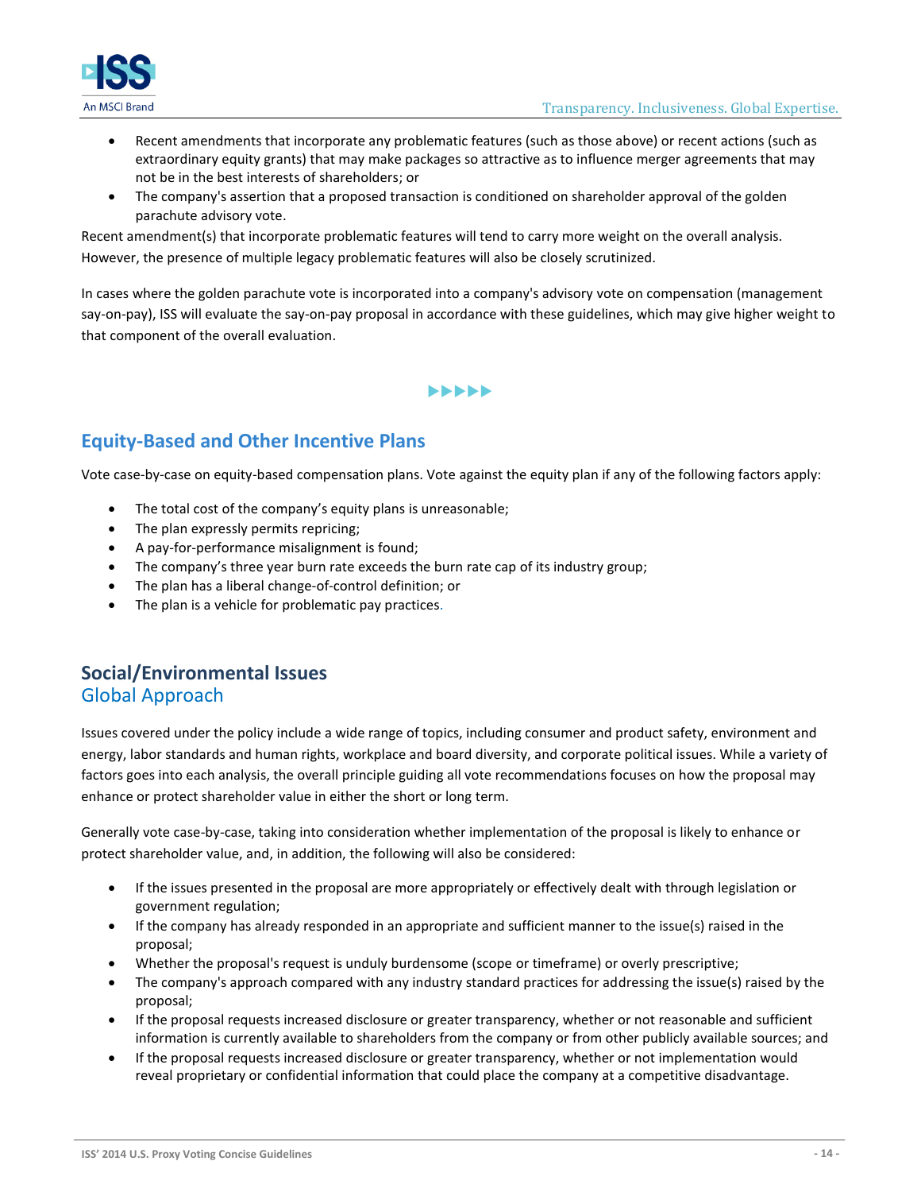- Recent amendments that incorporate any problematic features (such as those above) or recent actions (such as extraordinary equity grants) that may make packages so attractive as to influence merger agreements that may not be in the best interests of shareholders; or
- The company's assertion that a proposed transaction is conditioned on shareholder approval of the golden parachute advisory vote.

Recent amendment(s) that incorporate problematic features will tend to carry more weight on the overall analysis. However, the presence of multiple legacy problematic features will also be closely scrutinized.

In cases where the golden parachute vote is incorporated into a company's advisory vote on compensation (management say-on-pay), ISS will evaluate the say-on-pay proposal in accordance with these guidelines, which may give higher weight to that component of the overall evaluation.

▶▶▶▶▶

## Equity-Based and Other Incentive Plans

Vote case-by-case on equity-based compensation plans. Vote against the equity plan if any of the following factors apply:

- The total cost of the company's equity plans is unreasonable;
- The plan expressly permits repricing;
- A pay-for-performance misalignment is found;
- The company's three year burn rate exceeds the burn rate cap of its industry group;
- The plan has a liberal change-of-control definition; or
- The plan is a vehicle for problematic pay practices.

# Social/Environmental Issues

## Global Approach

Issues covered under the policy include a wide range of topics, including consumer and product safety, environment and energy, labor standards and human rights, workplace and board diversity, and corporate political issues. While a variety of factors goes into each analysis, the overall principle guiding all vote recommendations focuses on how the proposal may enhance or protect shareholder value in either the short or long term.

Generally vote case-by-case, taking into consideration whether implementation of the proposal is likely to enhance or protect shareholder value, and, in addition, the following will also be considered:

- If the issues presented in the proposal are more appropriately or effectively dealt with through legislation or government regulation;
- If the company has already responded in an appropriate and sufficient manner to the issue(s) raised in the proposal;
- Whether the proposal's request is unduly burdensome (scope or timeframe) or overly prescriptive;
- The company's approach compared with any industry standard practices for addressing the issue(s) raised by the proposal;
- If the proposal requests increased disclosure or greater transparency, whether or not reasonable and sufficient information is currently available to shareholders from the company or from other publicly available sources; and
- If the proposal requests increased disclosure or greater transparency, whether or not implementation would reveal proprietary or confidential information that could place the company at a competitive disadvantage.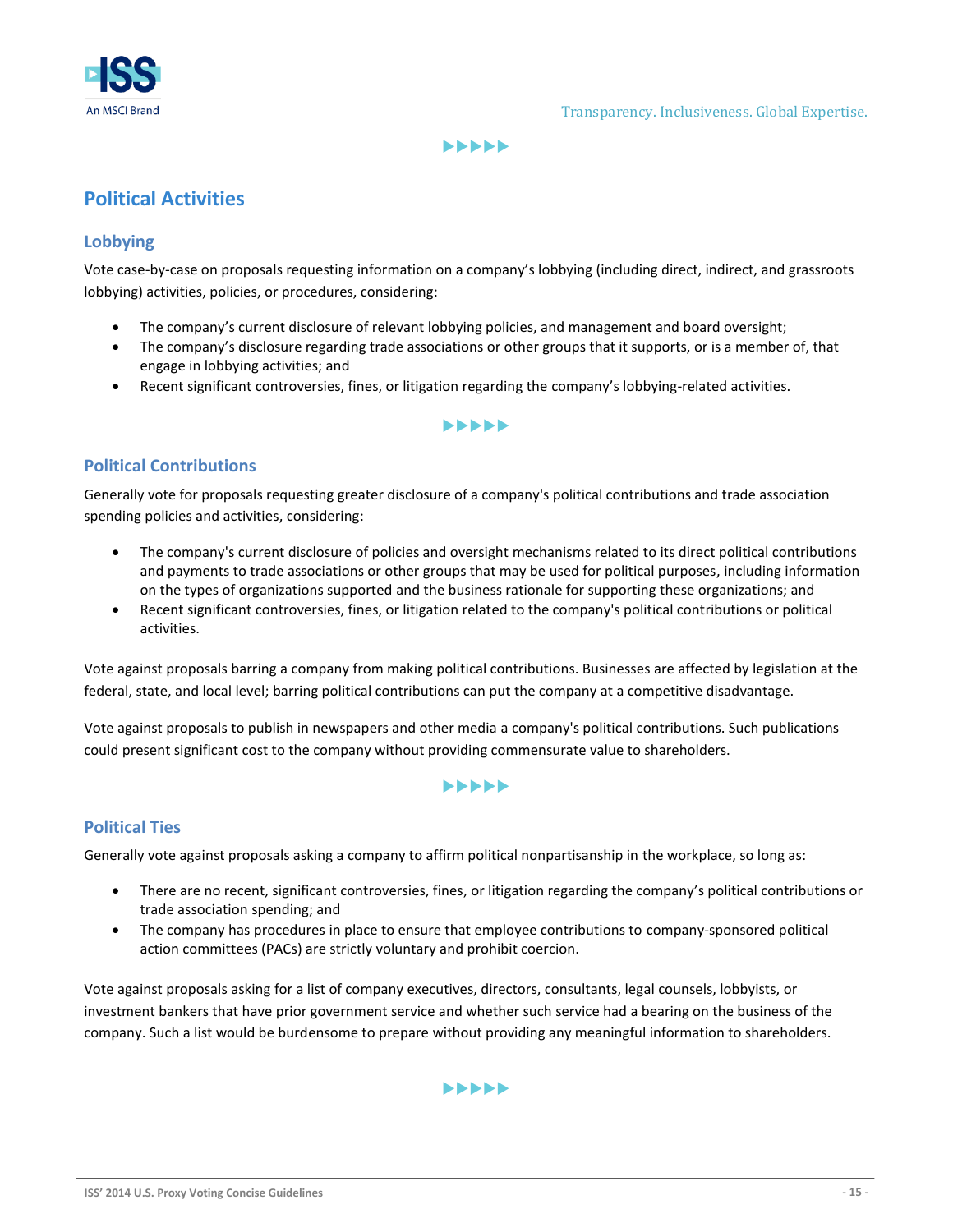## Political Activities

### Lobbying

Vote case-by-case on proposals requesting information on a company's lobbying (including direct, indirect, and grassroots lobbying) activities, policies, or procedures, considering:

- The company's current disclosure of relevant lobbying policies, and management and board oversight;
- The company's disclosure regarding trade associations or other groups that it supports, or is a member of, that engage in lobbying activities; and
- Recent significant controversies, fines, or litigation regarding the company's lobbying-related activities.

### Political Contributions

Generally vote for proposals requesting greater disclosure of a company's political contributions and trade association spending policies and activities, considering:

- The company's current disclosure of policies and oversight mechanisms related to its direct political contributions and payments to trade associations or other groups that may be used for political purposes, including information on the types of organizations supported and the business rationale for supporting these organizations; and
- Recent significant controversies, fines, or litigation related to the company's political contributions or political activities.

Vote against proposals barring a company from making political contributions. Businesses are affected by legislation at the federal, state, and local level; barring political contributions can put the company at a competitive disadvantage.

Vote against proposals to publish in newspapers and other media a company's political contributions. Such publications could present significant cost to the company without providing commensurate value to shareholders.

### Political Ties

Generally vote against proposals asking a company to affirm political nonpartisanship in the workplace, so long as:

- There are no recent, significant controversies, fines, or litigation regarding the company's political contributions or trade association spending; and
- The company has procedures in place to ensure that employee contributions to company-sponsored political action committees (PACs) are strictly voluntary and prohibit coercion.

Vote against proposals asking for a list of company executives, directors, consultants, legal counsels, lobbyists, or investment bankers that have prior government service and whether such service had a bearing on the business of the company. Such a list would be burdensome to prepare without providing any meaningful information to shareholders.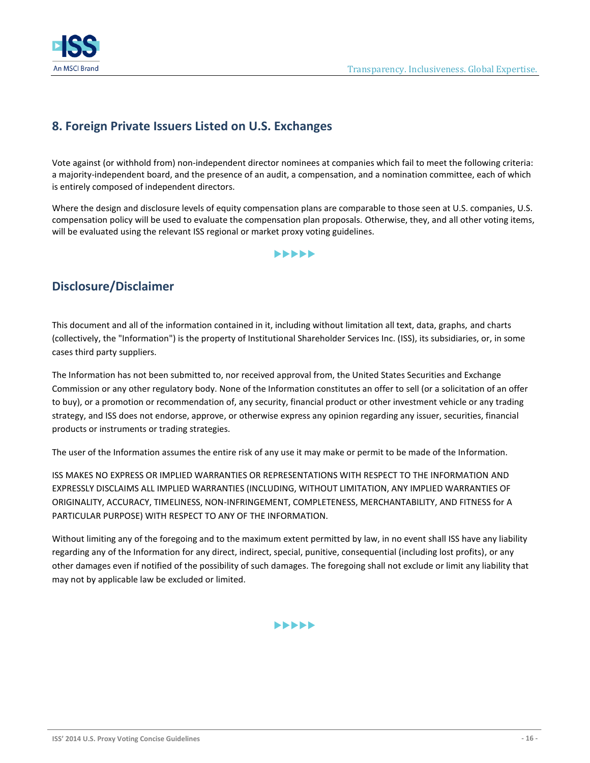## 8. Foreign Private Issuers Listed on U.S. Exchanges

Vote against (or withhold from) non-independent director nominees at companies which fail to meet the following criteria: a majority-independent board, and the presence of an audit, a compensation, and a nomination committee, each of which is entirely composed of independent directors.

Where the design and disclosure levels of equity compensation plans are comparable to those seen at U.S. companies, U.S. compensation policy will be used to evaluate the compensation plan proposals. Otherwise, they, and all other voting items, will be evaluated using the relevant ISS regional or market proxy voting guidelines.

▶▶▶▶▶

## Disclosure/Disclaimer

This document and all of the information contained in it, including without limitation all text, data, graphs, and charts (collectively, the "Information") is the property of Institutional Shareholder Services Inc. (ISS), its subsidiaries, or, in some cases third party suppliers.

The Information has not been submitted to, nor received approval from, the United States Securities and Exchange Commission or any other regulatory body. None of the Information constitutes an offer to sell (or a solicitation of an offer to buy), or a promotion or recommendation of, any security, financial product or other investment vehicle or any trading strategy, and ISS does not endorse, approve, or otherwise express any opinion regarding any issuer, securities, financial products or instruments or trading strategies.

The user of the Information assumes the entire risk of any use it may make or permit to be made of the Information.

ISS MAKES NO EXPRESS OR IMPLIED WARRANTIES OR REPRESENTATIONS WITH RESPECT TO THE INFORMATION AND EXPRESSLY DISCLAIMS ALL IMPLIED WARRANTIES (INCLUDING, WITHOUT LIMITATION, ANY IMPLIED WARRANTIES OF ORIGINALITY, ACCURACY, TIMELINESS, NON-INFRINGEMENT, COMPLETENESS, MERCHANTABILITY, AND FITNESS for A PARTICULAR PURPOSE) WITH RESPECT TO ANY OF THE INFORMATION.

Without limiting any of the foregoing and to the maximum extent permitted by law, in no event shall ISS have any liability regarding any of the Information for any direct, indirect, special, punitive, consequential (including lost profits), or any other damages even if notified of the possibility of such damages. The foregoing shall not exclude or limit any liability that may not by applicable law be excluded or limited.

▶▶▶▶▶